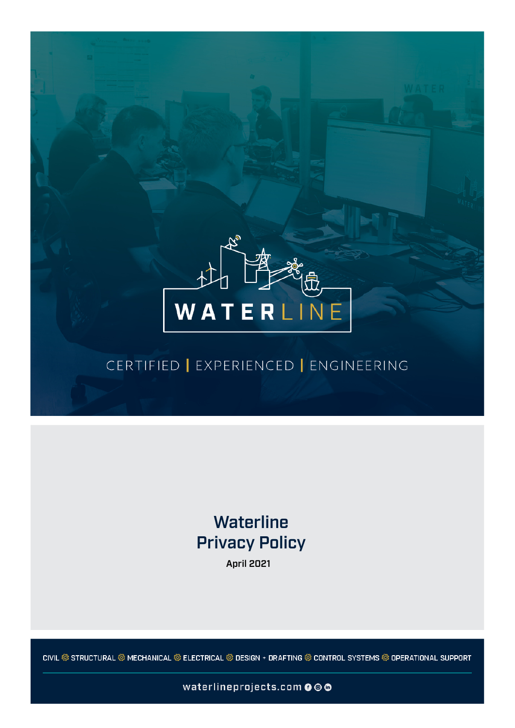WATERLINE

CERTIFIED | EXPERIENCED | ENGINEERING

# Waterline Privacy Policy

**April 2021**

CIVIL ⚙ STRUCTURAL ⚙ MECHANICAL ⚙ ELECTRICAL ⚙ DESIGN + DRAFTING ⚙ CONTROL SYSTEMS ⚙ OPERATIONAL SUPPORT

waterlineprojects.com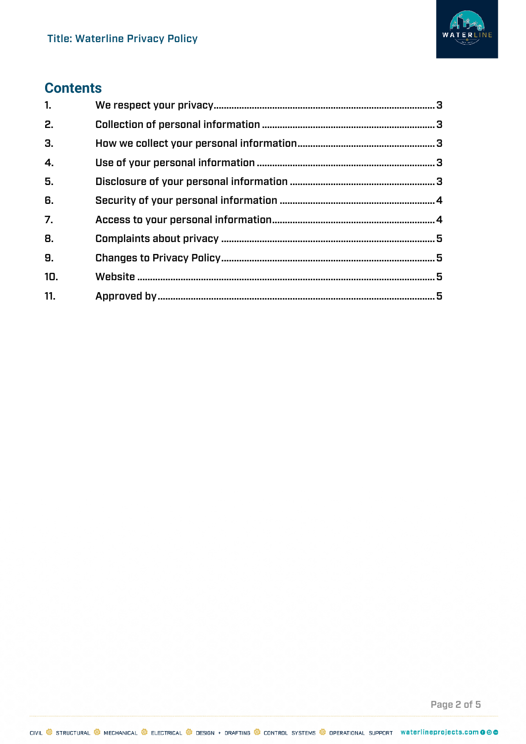## Contents

1. We respect your privacy ........ 3
2. Collection of personal information ........ 3
3. How we collect your personal information ........ 3
4. Use of your personal information ........ 3
5. Disclosure of your personal information ........ 3
6. Security of your personal information ........ 4
7. Access to your personal information ........ 4
8. Complaints about privacy ........ 5
9. Changes to Privacy Policy ........ 5
10. Website ........ 5
11. Approved by ........ 5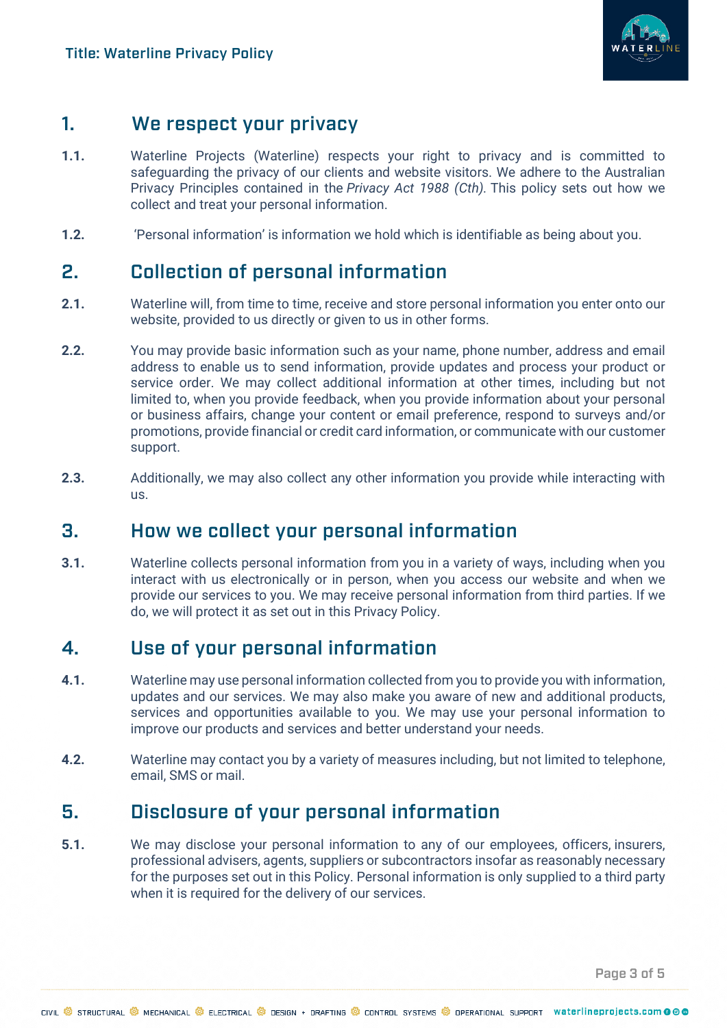## 1. We respect your privacy

1.1. Waterline Projects (Waterline) respects your right to privacy and is committed to safeguarding the privacy of our clients and website visitors. We adhere to the Australian Privacy Principles contained in the *Privacy Act 1988 (Cth)*. This policy sets out how we collect and treat your personal information.

1.2. 'Personal information' is information we hold which is identifiable as being about you.

## 2. Collection of personal information

2.1. Waterline will, from time to time, receive and store personal information you enter onto our website, provided to us directly or given to us in other forms.

2.2. You may provide basic information such as your name, phone number, address and email address to enable us to send information, provide updates and process your product or service order. We may collect additional information at other times, including but not limited to, when you provide feedback, when you provide information about your personal or business affairs, change your content or email preference, respond to surveys and/or promotions, provide financial or credit card information, or communicate with our customer support.

2.3. Additionally, we may also collect any other information you provide while interacting with us.

## 3. How we collect your personal information

3.1. Waterline collects personal information from you in a variety of ways, including when you interact with us electronically or in person, when you access our website and when we provide our services to you. We may receive personal information from third parties. If we do, we will protect it as set out in this Privacy Policy.

## 4. Use of your personal information

4.1. Waterline may use personal information collected from you to provide you with information, updates and our services. We may also make you aware of new and additional products, services and opportunities available to you. We may use your personal information to improve our products and services and better understand your needs.

4.2. Waterline may contact you by a variety of measures including, but not limited to telephone, email, SMS or mail.

## 5. Disclosure of your personal information

5.1. We may disclose your personal information to any of our employees, officers, insurers, professional advisers, agents, suppliers or subcontractors insofar as reasonably necessary for the purposes set out in this Policy. Personal information is only supplied to a third party when it is required for the delivery of our services.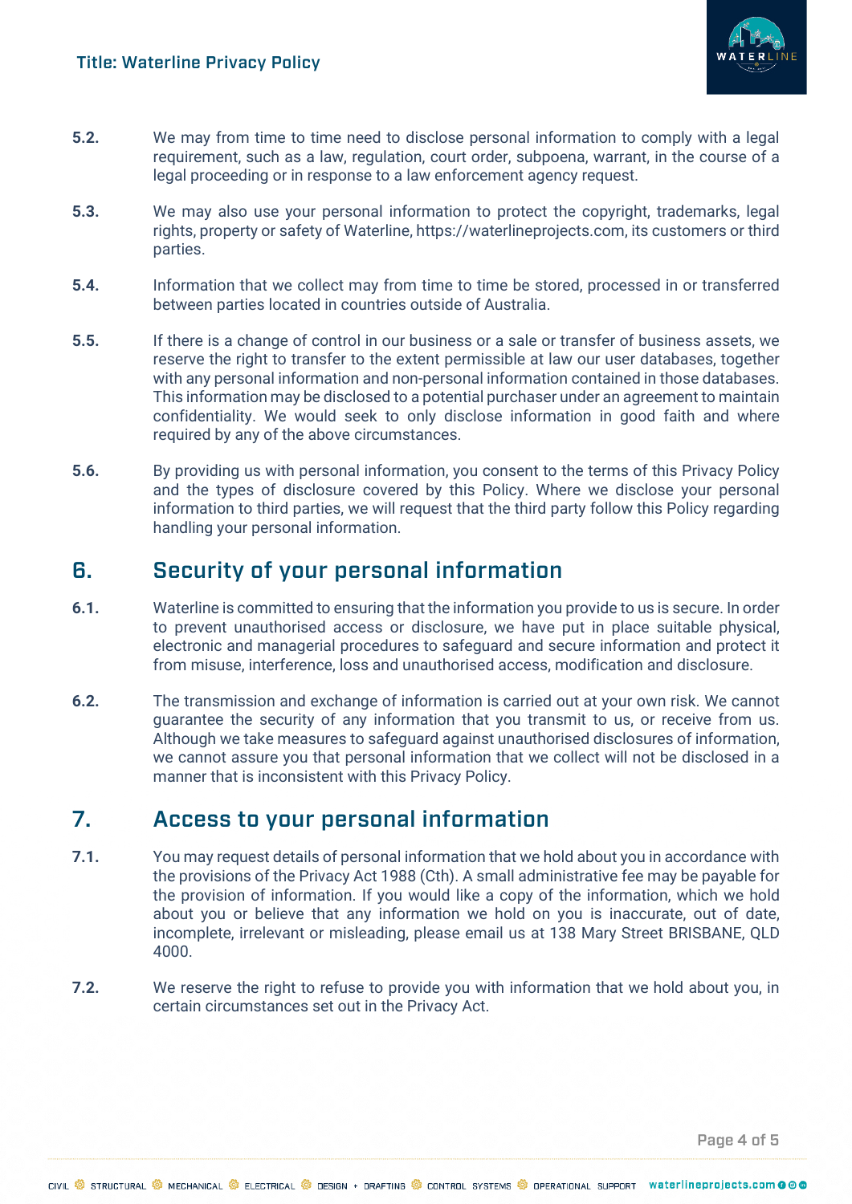**5.2.** We may from time to time need to disclose personal information to comply with a legal requirement, such as a law, regulation, court order, subpoena, warrant, in the course of a legal proceeding or in response to a law enforcement agency request.

**5.3.** We may also use your personal information to protect the copyright, trademarks, legal rights, property or safety of Waterline, https://waterlineprojects.com, its customers or third parties.

**5.4.** Information that we collect may from time to time be stored, processed in or transferred between parties located in countries outside of Australia.

**5.5.** If there is a change of control in our business or a sale or transfer of business assets, we reserve the right to transfer to the extent permissible at law our user databases, together with any personal information and non-personal information contained in those databases. This information may be disclosed to a potential purchaser under an agreement to maintain confidentiality. We would seek to only disclose information in good faith and where required by any of the above circumstances.

**5.6.** By providing us with personal information, you consent to the terms of this Privacy Policy and the types of disclosure covered by this Policy. Where we disclose your personal information to third parties, we will request that the third party follow this Policy regarding handling your personal information.

## 6. Security of your personal information

**6.1.** Waterline is committed to ensuring that the information you provide to us is secure. In order to prevent unauthorised access or disclosure, we have put in place suitable physical, electronic and managerial procedures to safeguard and secure information and protect it from misuse, interference, loss and unauthorised access, modification and disclosure.

**6.2.** The transmission and exchange of information is carried out at your own risk. We cannot guarantee the security of any information that you transmit to us, or receive from us. Although we take measures to safeguard against unauthorised disclosures of information, we cannot assure you that personal information that we collect will not be disclosed in a manner that is inconsistent with this Privacy Policy.

## 7. Access to your personal information

**7.1.** You may request details of personal information that we hold about you in accordance with the provisions of the Privacy Act 1988 (Cth). A small administrative fee may be payable for the provision of information. If you would like a copy of the information, which we hold about you or believe that any information we hold on you is inaccurate, out of date, incomplete, irrelevant or misleading, please email us at 138 Mary Street BRISBANE, QLD 4000.

**7.2.** We reserve the right to refuse to provide you with information that we hold about you, in certain circumstances set out in the Privacy Act.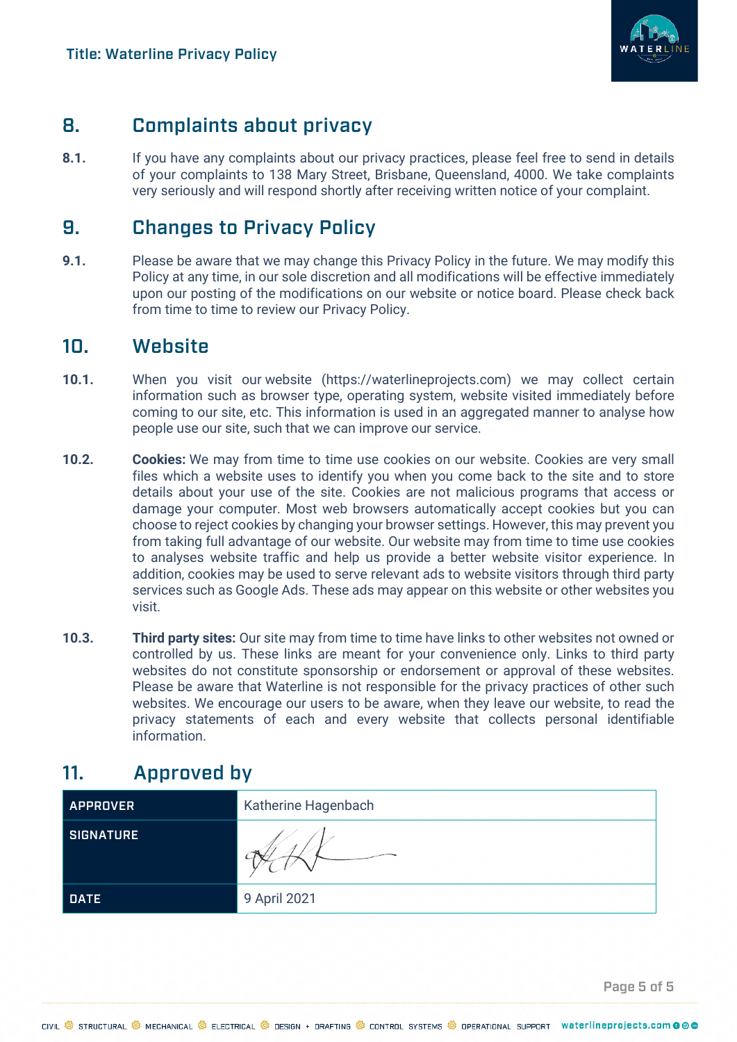## 8. Complaints about privacy

**8.1.** If you have any complaints about our privacy practices, please feel free to send in details of your complaints to 138 Mary Street, Brisbane, Queensland, 4000. We take complaints very seriously and will respond shortly after receiving written notice of your complaint.

## 9. Changes to Privacy Policy

**9.1.** Please be aware that we may change this Privacy Policy in the future. We may modify this Policy at any time, in our sole discretion and all modifications will be effective immediately upon our posting of the modifications on our website or notice board. Please check back from time to time to review our Privacy Policy.

## 10. Website

**10.1.** When you visit our website (https://waterlineprojects.com) we may collect certain information such as browser type, operating system, website visited immediately before coming to our site, etc. This information is used in an aggregated manner to analyse how people use our site, such that we can improve our service.

**10.2.** **Cookies:** We may from time to time use cookies on our website. Cookies are very small files which a website uses to identify you when you come back to the site and to store details about your use of the site. Cookies are not malicious programs that access or damage your computer. Most web browsers automatically accept cookies but you can choose to reject cookies by changing your browser settings. However, this may prevent you from taking full advantage of our website. Our website may from time to time use cookies to analyses website traffic and help us provide a better website visitor experience. In addition, cookies may be used to serve relevant ads to website visitors through third party services such as Google Ads. These ads may appear on this website or other websites you visit.

**10.3.** **Third party sites:** Our site may from time to time have links to other websites not owned or controlled by us. These links are meant for your convenience only. Links to third party websites do not constitute sponsorship or endorsement or approval of these websites. Please be aware that Waterline is not responsible for the privacy practices of other such websites. We encourage our users to be aware, when they leave our website, to read the privacy statements of each and every website that collects personal identifiable information.

## 11. Approved by

| | |
|---|---|
| **APPROVER** | Katherine Hagenbach |
| **SIGNATURE** | |
| **DATE** | 9 April 2021 |